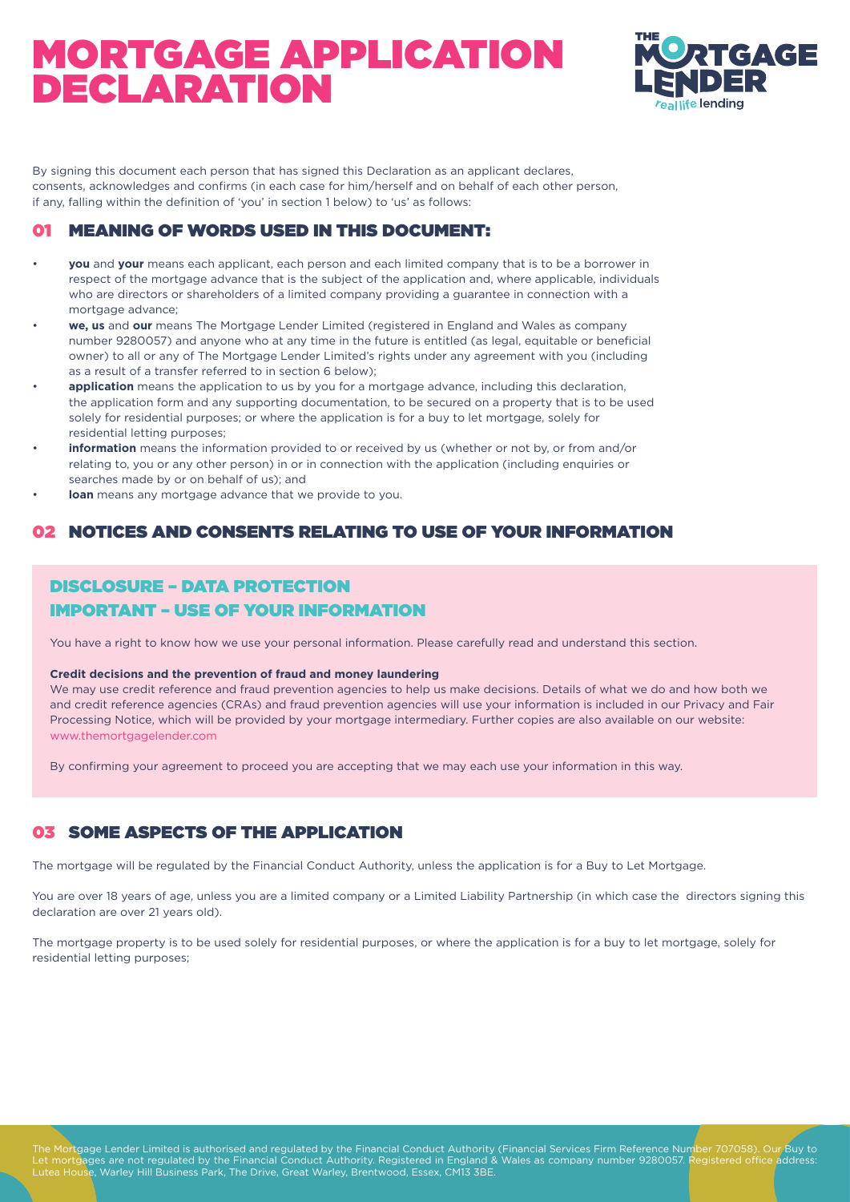# MORTGAGE APPLICATION DECLARATION

By signing this document each person that has signed this Declaration as an applicant declares, consents, acknowledges and confirms (in each case for him/herself and on behalf of each other person, if any, falling within the definition of 'you' in section 1 below) to 'us' as follows:

## 01 MEANING OF WORDS USED IN THIS DOCUMENT:

- **you** and **your** means each applicant, each person and each limited company that is to be a borrower in respect of the mortgage advance that is the subject of the application and, where applicable, individuals who are directors or shareholders of a limited company providing a guarantee in connection with a mortgage advance;
- **we, us** and **our** means The Mortgage Lender Limited (registered in England and Wales as company number 9280057) and anyone who at any time in the future is entitled (as legal, equitable or beneficial owner) to all or any of The Mortgage Lender Limited's rights under any agreement with you (including as a result of a transfer referred to in section 6 below);
- **application** means the application to us by you for a mortgage advance, including this declaration, the application form and any supporting documentation, to be secured on a property that is to be used solely for residential purposes; or where the application is for a buy to let mortgage, solely for residential letting purposes;
- **information** means the information provided to or received by us (whether or not by, or from and/or relating to, you or any other person) in or in connection with the application (including enquiries or searches made by or on behalf of us); and
- **loan** means any mortgage advance that we provide to you.

## 02 NOTICES AND CONSENTS RELATING TO USE OF YOUR INFORMATION

### DISCLOSURE – DATA PROTECTION
### IMPORTANT – USE OF YOUR INFORMATION

You have a right to know how we use your personal information. Please carefully read and understand this section.

**Credit decisions and the prevention of fraud and money laundering**

We may use credit reference and fraud prevention agencies to help us make decisions. Details of what we do and how both we and credit reference agencies (CRAs) and fraud prevention agencies will use your information is included in our Privacy and Fair Processing Notice, which will be provided by your mortgage intermediary. Further copies are also available on our website: www.themortgagelender.com

By confirming your agreement to proceed you are accepting that we may each use your information in this way.

## 03 SOME ASPECTS OF THE APPLICATION

The mortgage will be regulated by the Financial Conduct Authority, unless the application is for a Buy to Let Mortgage.

You are over 18 years of age, unless you are a limited company or a Limited Liability Partnership (in which case the directors signing this declaration are over 21 years old).

The mortgage property is to be used solely for residential purposes, or where the application is for a buy to let mortgage, solely for residential letting purposes;

The Mortgage Lender Limited is authorised and regulated by the Financial Conduct Authority (Financial Services Firm Reference Number 707058). Our Buy to Let mortgages are not regulated by the Financial Conduct Authority. Registered in England & Wales as company number 9280057. Registered office address: Lutea House, Warley Hill Business Park, The Drive, Great Warley, Brentwood, Essex, CM13 3BE.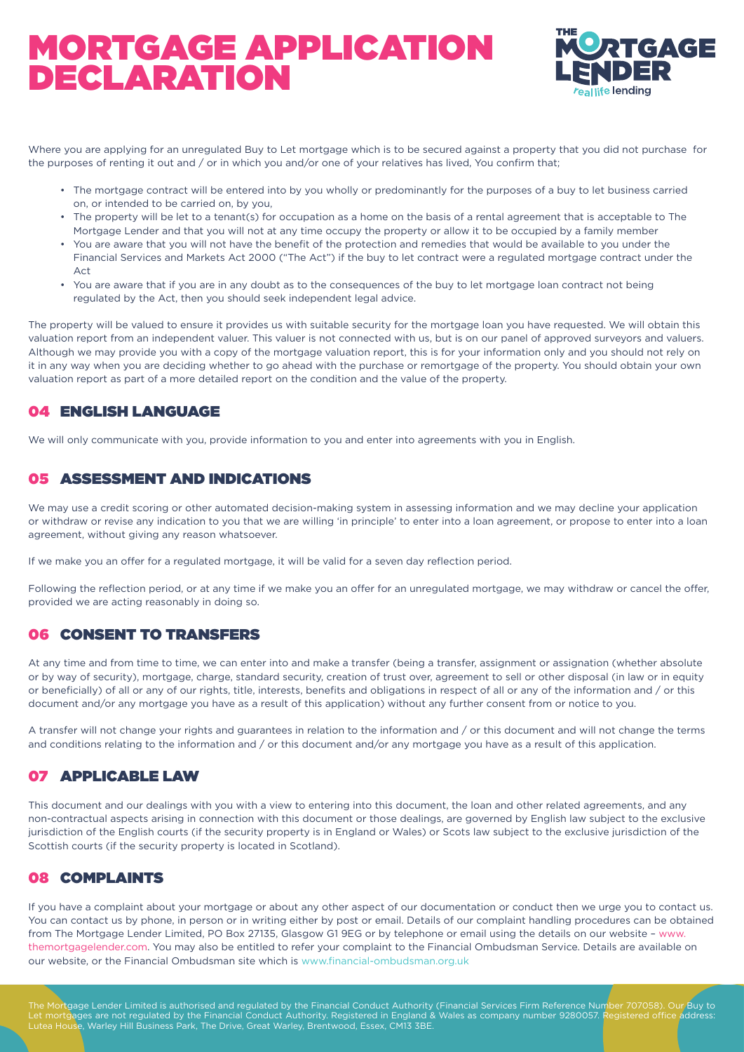# MORTGAGE APPLICATION DECLARATION

Where you are applying for an unregulated Buy to Let mortgage which is to be secured against a property that you did not purchase for the purposes of renting it out and / or in which you and/or one of your relatives has lived, You confirm that;

- The mortgage contract will be entered into by you wholly or predominantly for the purposes of a buy to let business carried on, or intended to be carried on, by you,
- The property will be let to a tenant(s) for occupation as a home on the basis of a rental agreement that is acceptable to The Mortgage Lender and that you will not at any time occupy the property or allow it to be occupied by a family member
- You are aware that you will not have the benefit of the protection and remedies that would be available to you under the Financial Services and Markets Act 2000 ("The Act") if the buy to let contract were a regulated mortgage contract under the Act
- You are aware that if you are in any doubt as to the consequences of the buy to let mortgage loan contract not being regulated by the Act, then you should seek independent legal advice.

The property will be valued to ensure it provides us with suitable security for the mortgage loan you have requested. We will obtain this valuation report from an independent valuer. This valuer is not connected with us, but is on our panel of approved surveyors and valuers. Although we may provide you with a copy of the mortgage valuation report, this is for your information only and you should not rely on it in any way when you are deciding whether to go ahead with the purchase or remortgage of the property. You should obtain your own valuation report as part of a more detailed report on the condition and the value of the property.

## 04 ENGLISH LANGUAGE

We will only communicate with you, provide information to you and enter into agreements with you in English.

## 05 ASSESSMENT AND INDICATIONS

We may use a credit scoring or other automated decision-making system in assessing information and we may decline your application or withdraw or revise any indication to you that we are willing 'in principle' to enter into a loan agreement, or propose to enter into a loan agreement, without giving any reason whatsoever.

If we make you an offer for a regulated mortgage, it will be valid for a seven day reflection period.

Following the reflection period, or at any time if we make you an offer for an unregulated mortgage, we may withdraw or cancel the offer, provided we are acting reasonably in doing so.

## 06 CONSENT TO TRANSFERS

At any time and from time to time, we can enter into and make a transfer (being a transfer, assignment or assignation (whether absolute or by way of security), mortgage, charge, standard security, creation of trust over, agreement to sell or other disposal (in law or in equity or beneficially) of all or any of our rights, title, interests, benefits and obligations in respect of all or any of the information and / or this document and/or any mortgage you have as a result of this application) without any further consent from or notice to you.

A transfer will not change your rights and guarantees in relation to the information and / or this document and will not change the terms and conditions relating to the information and / or this document and/or any mortgage you have as a result of this application.

## 07 APPLICABLE LAW

This document and our dealings with you with a view to entering into this document, the loan and other related agreements, and any non-contractual aspects arising in connection with this document or those dealings, are governed by English law subject to the exclusive jurisdiction of the English courts (if the security property is in England or Wales) or Scots law subject to the exclusive jurisdiction of the Scottish courts (if the security property is located in Scotland).

## 08 COMPLAINTS

If you have a complaint about your mortgage or about any other aspect of our documentation or conduct then we urge you to contact us. You can contact us by phone, in person or in writing either by post or email. Details of our complaint handling procedures can be obtained from The Mortgage Lender Limited, PO Box 27135, Glasgow G1 9EG or by telephone or email using the details on our website – www.themortgagelender.com. You may also be entitled to refer your complaint to the Financial Ombudsman Service. Details are available on our website, or the Financial Ombudsman site which is www.financial-ombudsman.org.uk

The Mortgage Lender Limited is authorised and regulated by the Financial Conduct Authority (Financial Services Firm Reference Number 707058). Our Buy to Let mortgages are not regulated by the Financial Conduct Authority. Registered in England & Wales as company number 9280057. Registered office address: Lutea House, Warley Hill Business Park, The Drive, Great Warley, Brentwood, Essex, CM13 3BE.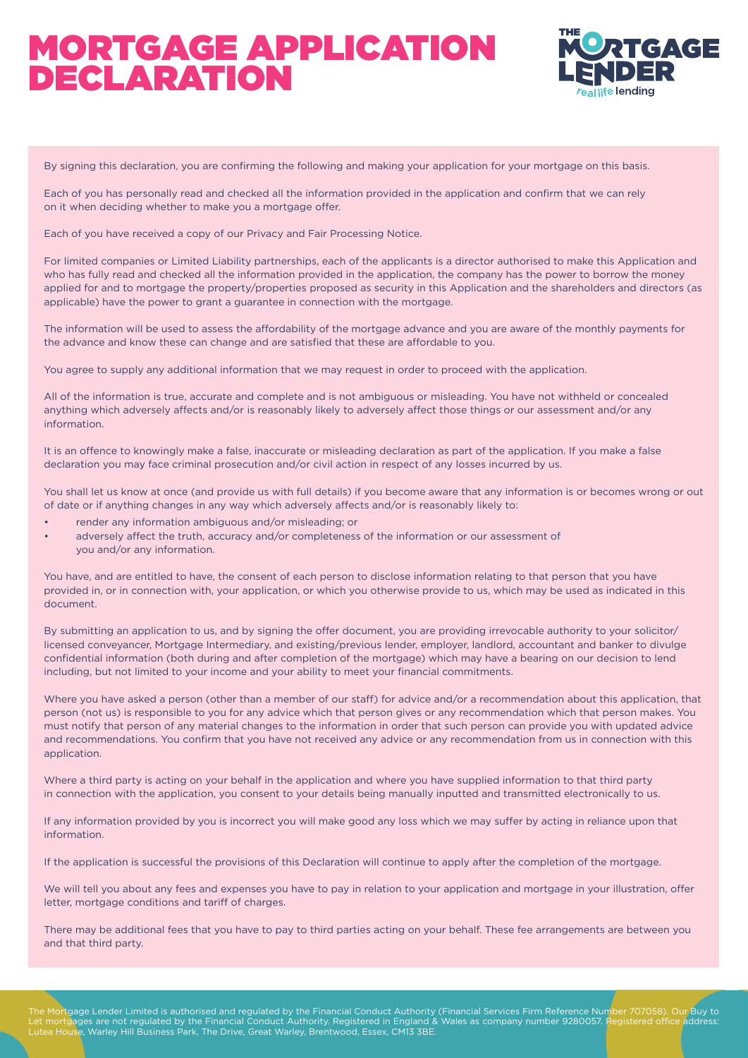# MORTGAGE APPLICATION DECLARATION

By signing this declaration, you are confirming the following and making your application for your mortgage on this basis.

Each of you has personally read and checked all the information provided in the application and confirm that we can rely on it when deciding whether to make you a mortgage offer.

Each of you have received a copy of our Privacy and Fair Processing Notice.

For limited companies or Limited Liability partnerships, each of the applicants is a director authorised to make this Application and who has fully read and checked all the information provided in the application, the company has the power to borrow the money applied for and to mortgage the property/properties proposed as security in this Application and the shareholders and directors (as applicable) have the power to grant a guarantee in connection with the mortgage.

The information will be used to assess the affordability of the mortgage advance and you are aware of the monthly payments for the advance and know these can change and are satisfied that these are affordable to you.

You agree to supply any additional information that we may request in order to proceed with the application.

All of the information is true, accurate and complete and is not ambiguous or misleading. You have not withheld or concealed anything which adversely affects and/or is reasonably likely to adversely affect those things or our assessment and/or any information.

It is an offence to knowingly make a false, inaccurate or misleading declaration as part of the application. If you make a false declaration you may face criminal prosecution and/or civil action in respect of any losses incurred by us.

You shall let us know at once (and provide us with full details) if you become aware that any information is or becomes wrong or out of date or if anything changes in any way which adversely affects and/or is reasonably likely to:

- render any information ambiguous and/or misleading; or
- adversely affect the truth, accuracy and/or completeness of the information or our assessment of you and/or any information.

You have, and are entitled to have, the consent of each person to disclose information relating to that person that you have provided in, or in connection with, your application, or which you otherwise provide to us, which may be used as indicated in this document.

By submitting an application to us, and by signing the offer document, you are providing irrevocable authority to your solicitor/licensed conveyancer, Mortgage Intermediary, and existing/previous lender, employer, landlord, accountant and banker to divulge confidential information (both during and after completion of the mortgage) which may have a bearing on our decision to lend including, but not limited to your income and your ability to meet your financial commitments.

Where you have asked a person (other than a member of our staff) for advice and/or a recommendation about this application, that person (not us) is responsible to you for any advice which that person gives or any recommendation which that person makes. You must notify that person of any material changes to the information in order that such person can provide you with updated advice and recommendations. You confirm that you have not received any advice or any recommendation from us in connection with this application.

Where a third party is acting on your behalf in the application and where you have supplied information to that third party in connection with the application, you consent to your details being manually inputted and transmitted electronically to us.

If any information provided by you is incorrect you will make good any loss which we may suffer by acting in reliance upon that information.

If the application is successful the provisions of this Declaration will continue to apply after the completion of the mortgage.

We will tell you about any fees and expenses you have to pay in relation to your application and mortgage in your illustration, offer letter, mortgage conditions and tariff of charges.

There may be additional fees that you have to pay to third parties acting on your behalf. These fee arrangements are between you and that third party.

The Mortgage Lender Limited is authorised and regulated by the Financial Conduct Authority (Financial Services Firm Reference Number 707058). Our Buy to Let mortgages are not regulated by the Financial Conduct Authority. Registered in England & Wales as company number 9280057. Registered office address: Lutea House, Warley Hill Business Park, The Drive, Great Warley, Brentwood, Essex, CM13 3BE.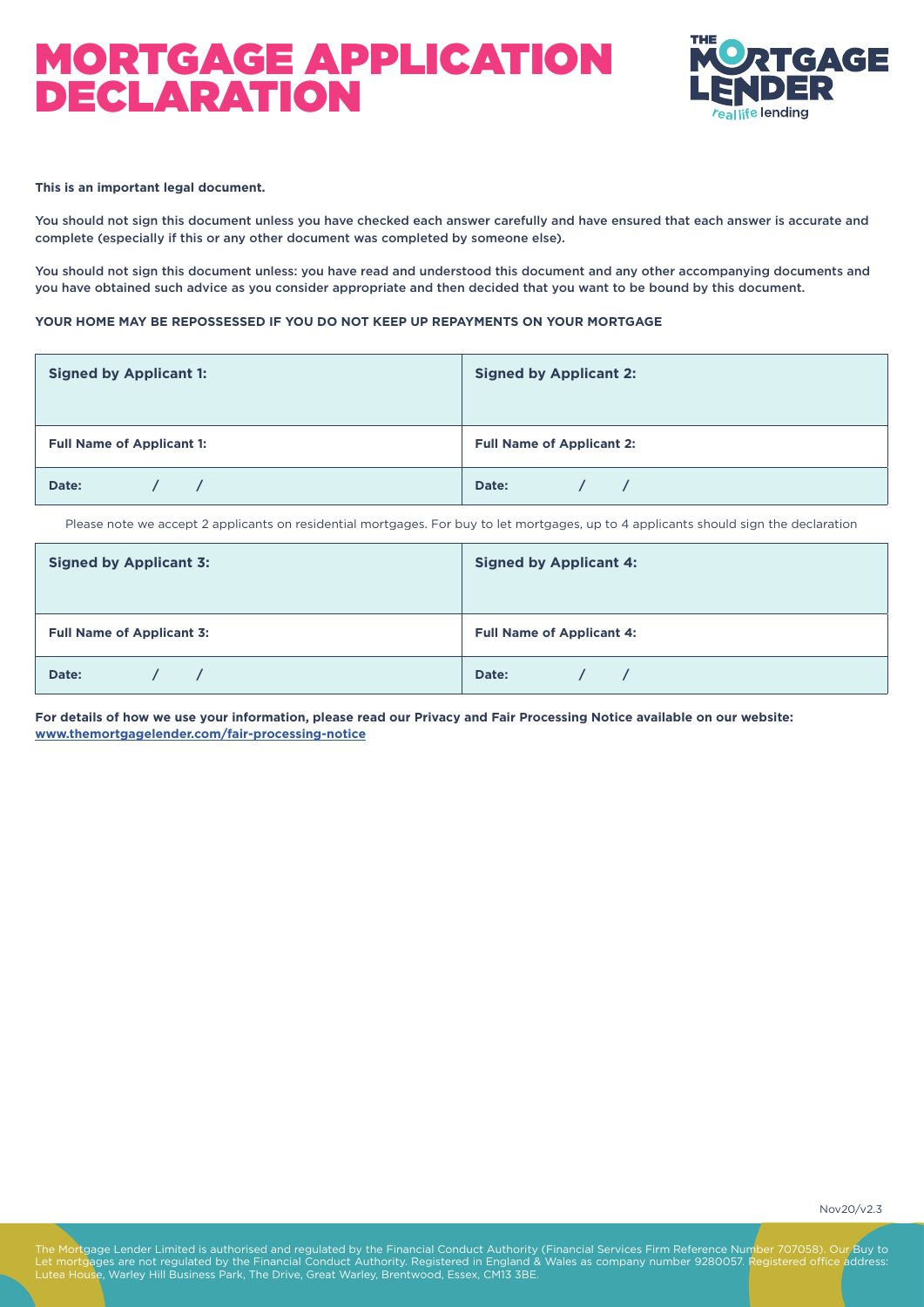# MORTGAGE APPLICATION DECLARATION

**This is an important legal document.**

**You should not sign this document unless you have checked each answer carefully and have ensured that each answer is accurate and complete (especially if this or any other document was completed by someone else).**

**You should not sign this document unless: you have read and understood this document and any other accompanying documents and you have obtained such advice as you consider appropriate and then decided that you want to be bound by this document.**

**YOUR HOME MAY BE REPOSSESSED IF YOU DO NOT KEEP UP REPAYMENTS ON YOUR MORTGAGE**

| | |
|---|---|
| **Signed by Applicant 1:** | **Signed by Applicant 2:** |
| **Full Name of Applicant 1:** | **Full Name of Applicant 2:** |
| **Date:** / / | **Date:** / / |

Please note we accept 2 applicants on residential mortgages. For buy to let mortgages, up to 4 applicants should sign the declaration

| | |
|---|---|
| **Signed by Applicant 3:** | **Signed by Applicant 4:** |
| **Full Name of Applicant 3:** | **Full Name of Applicant 4:** |
| **Date:** / / | **Date:** / / |

**For details of how we use your information, please read our Privacy and Fair Processing Notice available on our website: www.themortgagelender.com/fair-processing-notice**

Nov20/v2.3

The Mortgage Lender Limited is authorised and regulated by the Financial Conduct Authority (Financial Services Firm Reference Number 707058). Our Buy to Let mortgages are not regulated by the Financial Conduct Authority. Registered in England & Wales as company number 9280057. Registered office address: Lutea House, Warley Hill Business Park, The Drive, Great Warley, Brentwood, Essex, CM13 3BE.